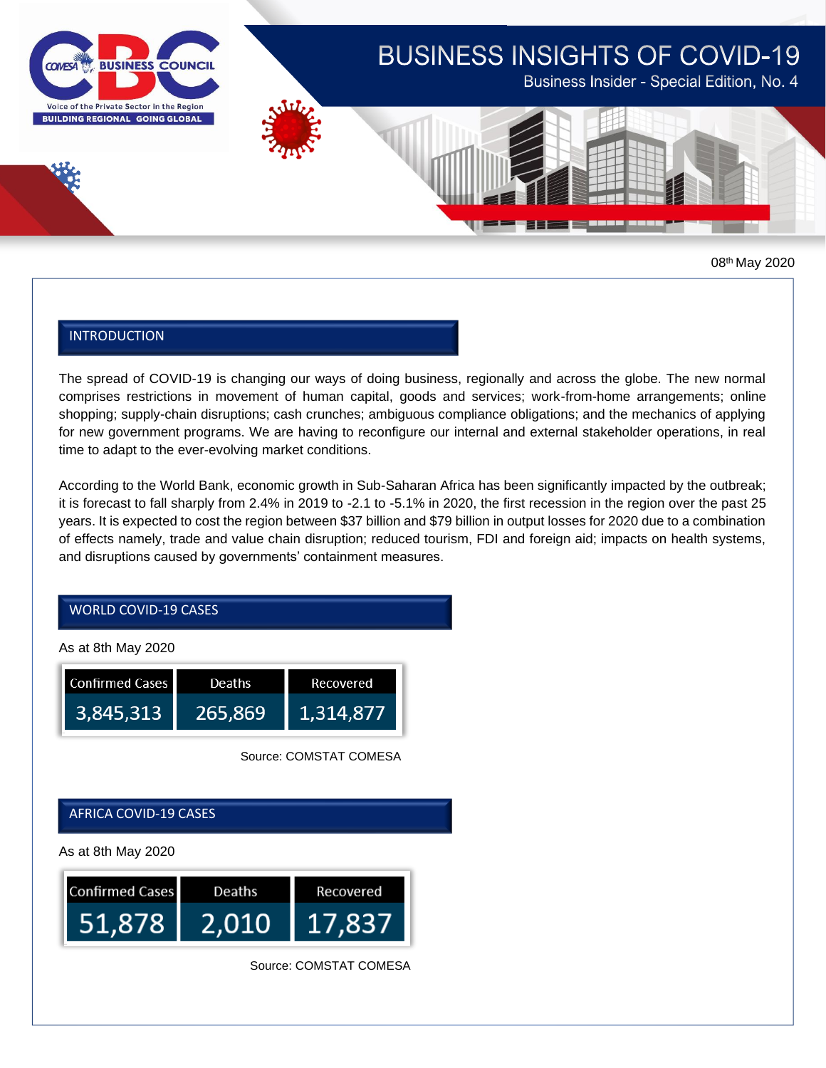# BUSINESS INSIGHTS OF COVID-19

Business Insider - Special Edition, No. 4

08th May 2020

## INTRODUCTION

The spread of COVID-19 is changing our ways of doing business, regionally and across the globe. The new normal comprises restrictions in movement of human capital, goods and services; work-from-home arrangements; online shopping; supply-chain disruptions; cash crunches; ambiguous compliance obligations; and the mechanics of applying for new government programs. We are having to reconfigure our internal and external stakeholder operations, in real time to adapt to the ever-evolving market conditions.

According to the World Bank, economic growth in Sub-Saharan Africa has been significantly impacted by the outbreak; it is forecast to fall sharply from 2.4% in 2019 to -2.1 to -5.1% in 2020, the first recession in the region over the past 25 years. It is expected to cost the region between $37 billion and $79 billion in output losses for 2020 due to a combination of effects namely, trade and value chain disruption; reduced tourism, FDI and foreign aid; impacts on health systems, and disruptions caused by governments' containment measures.

## WORLD COVID-19 CASES

As at 8th May 2020

| Confirmed Cases | Deaths | Recovered |
|---|---|---|
| 3,845,313 | 265,869 | 1,314,877 |

Source: COMSTAT COMESA

## AFRICA COVID-19 CASES

As at 8th May 2020

| Confirmed Cases | Deaths | Recovered |
|---|---|---|
| 51,878 | 2,010 | 17,837 |

Source: COMSTAT COMESA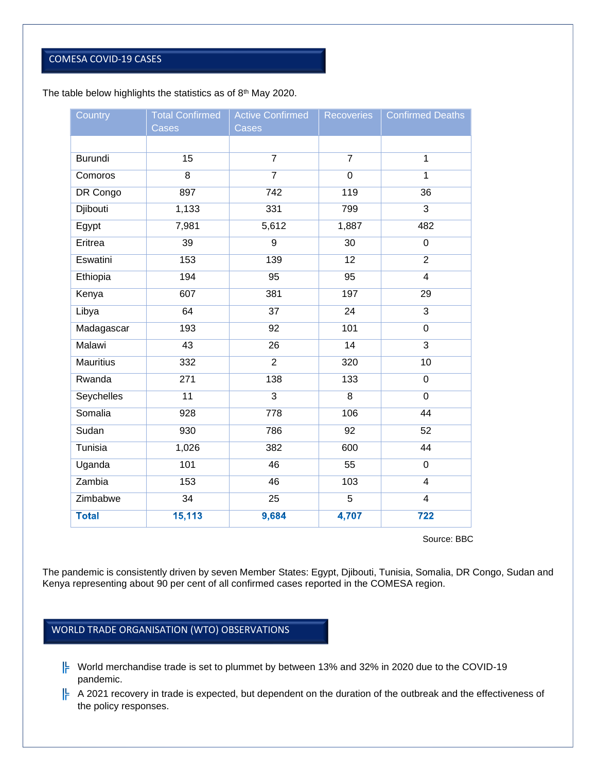## COMESA COVID-19 CASES

The table below highlights the statistics as of 8th May 2020.

| Country | Total Confirmed Cases | Active Confirmed Cases | Recoveries | Confirmed Deaths |
|---|---|---|---|---|
| | | | | |
| Burundi | 15 | 7 | 7 | 1 |
| Comoros | 8 | 7 | 0 | 1 |
| DR Congo | 897 | 742 | 119 | 36 |
| Djibouti | 1,133 | 331 | 799 | 3 |
| Egypt | 7,981 | 5,612 | 1,887 | 482 |
| Eritrea | 39 | 9 | 30 | 0 |
| Eswatini | 153 | 139 | 12 | 2 |
| Ethiopia | 194 | 95 | 95 | 4 |
| Kenya | 607 | 381 | 197 | 29 |
| Libya | 64 | 37 | 24 | 3 |
| Madagascar | 193 | 92 | 101 | 0 |
| Malawi | 43 | 26 | 14 | 3 |
| Mauritius | 332 | 2 | 320 | 10 |
| Rwanda | 271 | 138 | 133 | 0 |
| Seychelles | 11 | 3 | 8 | 0 |
| Somalia | 928 | 778 | 106 | 44 |
| Sudan | 930 | 786 | 92 | 52 |
| Tunisia | 1,026 | 382 | 600 | 44 |
| Uganda | 101 | 46 | 55 | 0 |
| Zambia | 153 | 46 | 103 | 4 |
| Zimbabwe | 34 | 25 | 5 | 4 |
| **Total** | **15,113** | **9,684** | **4,707** | **722** |

Source: BBC

The pandemic is consistently driven by seven Member States: Egypt, Djibouti, Tunisia, Somalia, DR Congo, Sudan and Kenya representing about 90 per cent of all confirmed cases reported in the COMESA region.

## WORLD TRADE ORGANISATION (WTO) OBSERVATIONS

- World merchandise trade is set to plummet by between 13% and 32% in 2020 due to the COVID-19 pandemic.
- A 2021 recovery in trade is expected, but dependent on the duration of the outbreak and the effectiveness of the policy responses.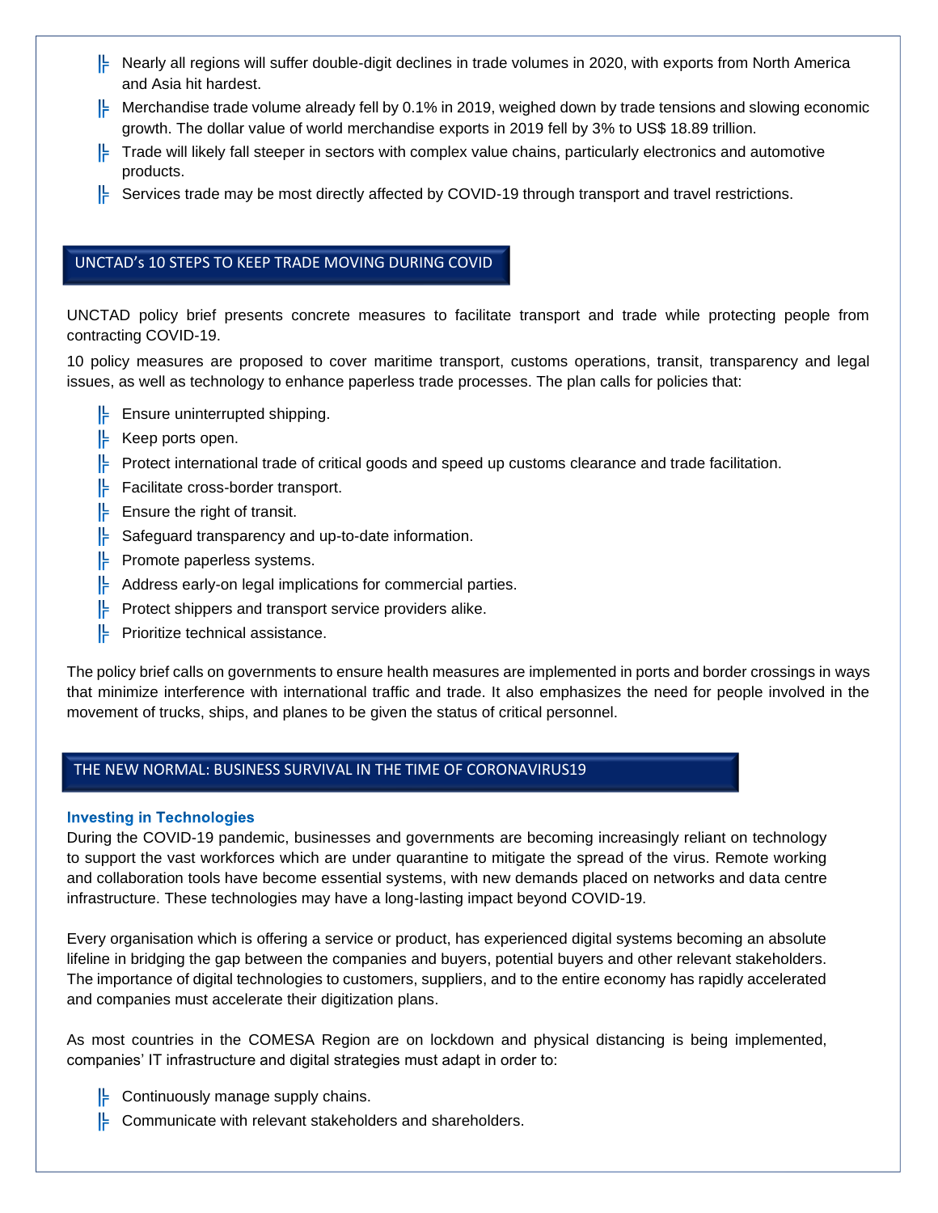- Nearly all regions will suffer double-digit declines in trade volumes in 2020, with exports from North America and Asia hit hardest.
- Merchandise trade volume already fell by 0.1% in 2019, weighed down by trade tensions and slowing economic growth. The dollar value of world merchandise exports in 2019 fell by 3% to US$ 18.89 trillion.
- Trade will likely fall steeper in sectors with complex value chains, particularly electronics and automotive products.
- Services trade may be most directly affected by COVID-19 through transport and travel restrictions.

## UNCTAD's 10 STEPS TO KEEP TRADE MOVING DURING COVID

UNCTAD policy brief presents concrete measures to facilitate transport and trade while protecting people from contracting COVID-19.

10 policy measures are proposed to cover maritime transport, customs operations, transit, transparency and legal issues, as well as technology to enhance paperless trade processes. The plan calls for policies that:

- Ensure uninterrupted shipping.
- Keep ports open.
- Protect international trade of critical goods and speed up customs clearance and trade facilitation.
- Facilitate cross-border transport.
- Ensure the right of transit.
- Safeguard transparency and up-to-date information.
- Promote paperless systems.
- Address early-on legal implications for commercial parties.
- Protect shippers and transport service providers alike.
- Prioritize technical assistance.

The policy brief calls on governments to ensure health measures are implemented in ports and border crossings in ways that minimize interference with international traffic and trade. It also emphasizes the need for people involved in the movement of trucks, ships, and planes to be given the status of critical personnel.

## THE NEW NORMAL: BUSINESS SURVIVAL IN THE TIME OF CORONAVIRUS19

### Investing in Technologies

During the COVID-19 pandemic, businesses and governments are becoming increasingly reliant on technology to support the vast workforces which are under quarantine to mitigate the spread of the virus. Remote working and collaboration tools have become essential systems, with new demands placed on networks and data centre infrastructure. These technologies may have a long-lasting impact beyond COVID-19.

Every organisation which is offering a service or product, has experienced digital systems becoming an absolute lifeline in bridging the gap between the companies and buyers, potential buyers and other relevant stakeholders. The importance of digital technologies to customers, suppliers, and to the entire economy has rapidly accelerated and companies must accelerate their digitization plans.

As most countries in the COMESA Region are on lockdown and physical distancing is being implemented, companies' IT infrastructure and digital strategies must adapt in order to:

- Continuously manage supply chains.
- Communicate with relevant stakeholders and shareholders.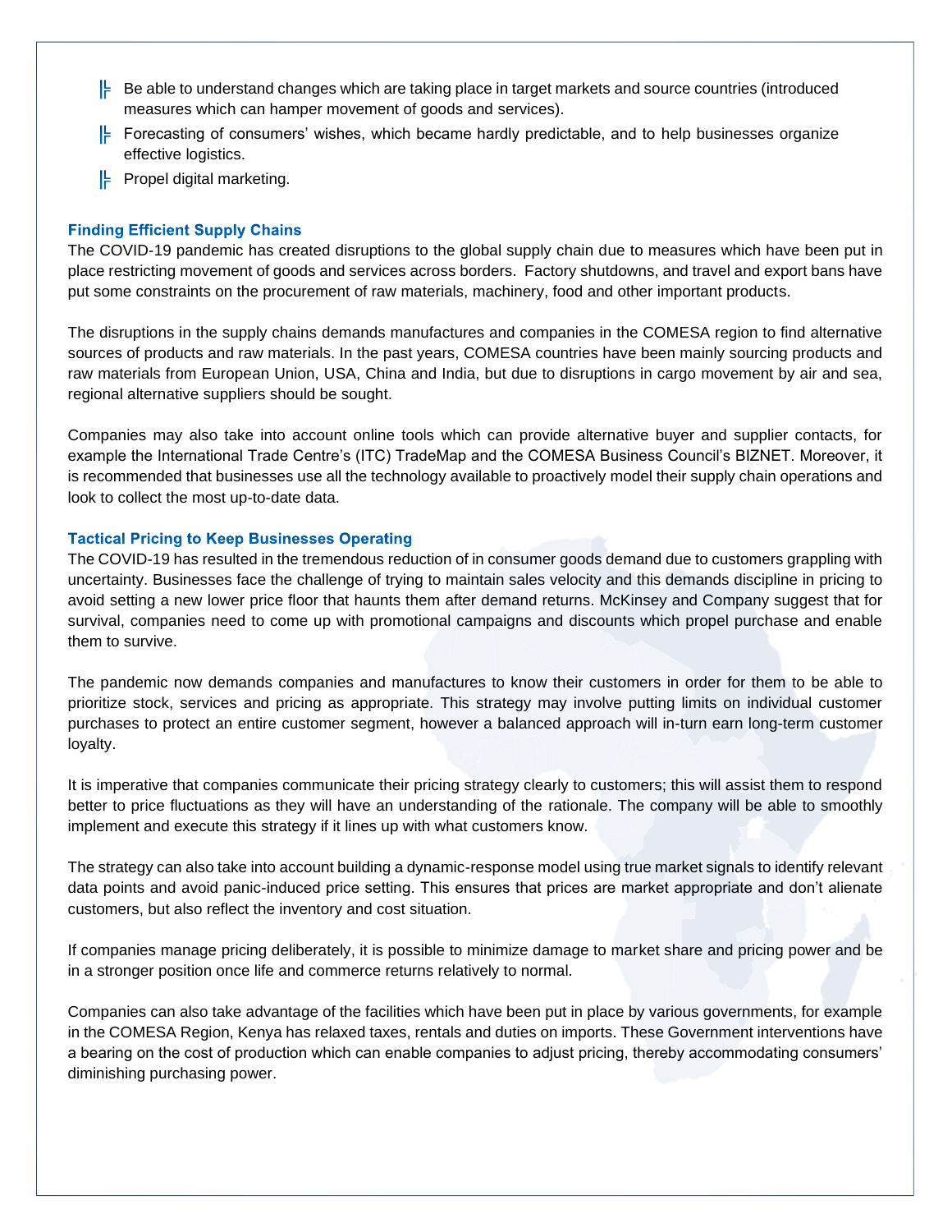- Be able to understand changes which are taking place in target markets and source countries (introduced measures which can hamper movement of goods and services).
- Forecasting of consumers' wishes, which became hardly predictable, and to help businesses organize effective logistics.
- Propel digital marketing.

### Finding Efficient Supply Chains

The COVID-19 pandemic has created disruptions to the global supply chain due to measures which have been put in place restricting movement of goods and services across borders. Factory shutdowns, and travel and export bans have put some constraints on the procurement of raw materials, machinery, food and other important products.

The disruptions in the supply chains demands manufactures and companies in the COMESA region to find alternative sources of products and raw materials. In the past years, COMESA countries have been mainly sourcing products and raw materials from European Union, USA, China and India, but due to disruptions in cargo movement by air and sea, regional alternative suppliers should be sought.

Companies may also take into account online tools which can provide alternative buyer and supplier contacts, for example the International Trade Centre's (ITC) TradeMap and the COMESA Business Council's BIZNET. Moreover, it is recommended that businesses use all the technology available to proactively model their supply chain operations and look to collect the most up-to-date data.

### Tactical Pricing to Keep Businesses Operating

The COVID-19 has resulted in the tremendous reduction of in consumer goods demand due to customers grappling with uncertainty. Businesses face the challenge of trying to maintain sales velocity and this demands discipline in pricing to avoid setting a new lower price floor that haunts them after demand returns. McKinsey and Company suggest that for survival, companies need to come up with promotional campaigns and discounts which propel purchase and enable them to survive.

The pandemic now demands companies and manufactures to know their customers in order for them to be able to prioritize stock, services and pricing as appropriate. This strategy may involve putting limits on individual customer purchases to protect an entire customer segment, however a balanced approach will in-turn earn long-term customer loyalty.

It is imperative that companies communicate their pricing strategy clearly to customers; this will assist them to respond better to price fluctuations as they will have an understanding of the rationale. The company will be able to smoothly implement and execute this strategy if it lines up with what customers know.

The strategy can also take into account building a dynamic-response model using true market signals to identify relevant data points and avoid panic-induced price setting. This ensures that prices are market appropriate and don't alienate customers, but also reflect the inventory and cost situation.

If companies manage pricing deliberately, it is possible to minimize damage to market share and pricing power and be in a stronger position once life and commerce returns relatively to normal.

Companies can also take advantage of the facilities which have been put in place by various governments, for example in the COMESA Region, Kenya has relaxed taxes, rentals and duties on imports. These Government interventions have a bearing on the cost of production which can enable companies to adjust pricing, thereby accommodating consumers' diminishing purchasing power.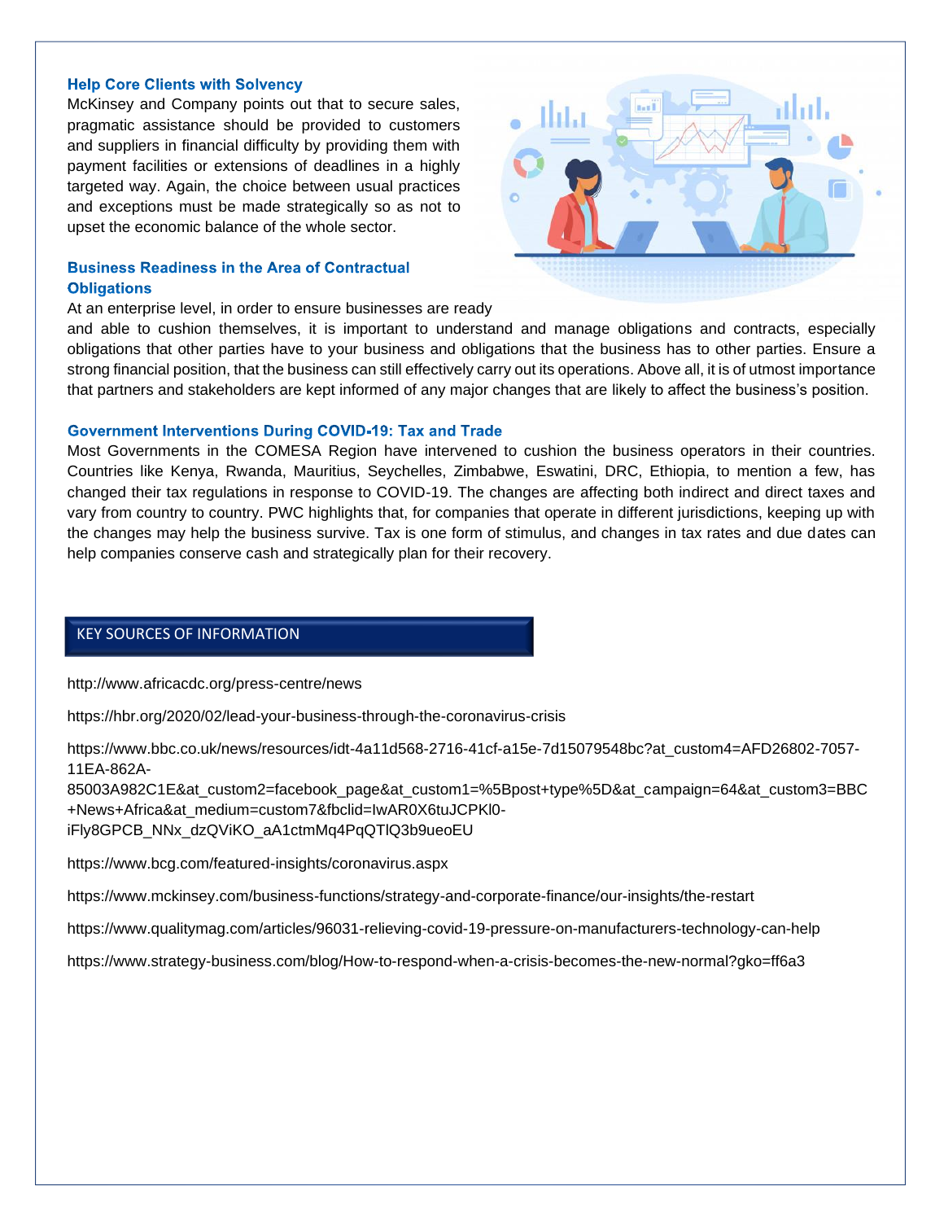### Help Core Clients with Solvency

McKinsey and Company points out that to secure sales, pragmatic assistance should be provided to customers and suppliers in financial difficulty by providing them with payment facilities or extensions of deadlines in a highly targeted way. Again, the choice between usual practices and exceptions must be made strategically so as not to upset the economic balance of the whole sector.

### Business Readiness in the Area of Contractual Obligations

At an enterprise level, in order to ensure businesses are ready and able to cushion themselves, it is important to understand and manage obligations and contracts, especially obligations that other parties have to your business and obligations that the business has to other parties. Ensure a strong financial position, that the business can still effectively carry out its operations. Above all, it is of utmost importance that partners and stakeholders are kept informed of any major changes that are likely to affect the business's position.

### Government Interventions During COVID-19: Tax and Trade

Most Governments in the COMESA Region have intervened to cushion the business operators in their countries. Countries like Kenya, Rwanda, Mauritius, Seychelles, Zimbabwe, Eswatini, DRC, Ethiopia, to mention a few, has changed their tax regulations in response to COVID-19. The changes are affecting both indirect and direct taxes and vary from country to country. PWC highlights that, for companies that operate in different jurisdictions, keeping up with the changes may help the business survive. Tax is one form of stimulus, and changes in tax rates and due dates can help companies conserve cash and strategically plan for their recovery.

## KEY SOURCES OF INFORMATION

http://www.africacdc.org/press-centre/news

https://hbr.org/2020/02/lead-your-business-through-the-coronavirus-crisis

https://www.bbc.co.uk/news/resources/idt-4a11d568-2716-41cf-a15e-7d15079548bc?at_custom4=AFD26802-7057-11EA-862A-85003A982C1E&at_custom2=facebook_page&at_custom1=%5Bpost+type%5D&at_campaign=64&at_custom3=BBC+News+Africa&at_medium=custom7&fbclid=IwAR0X6tuJCPKl0-iFly8GPCB_NNx_dzQViKO_aA1ctmMq4PqQTlQ3b9ueoEU

https://www.bcg.com/featured-insights/coronavirus.aspx

https://www.mckinsey.com/business-functions/strategy-and-corporate-finance/our-insights/the-restart

https://www.qualitymag.com/articles/96031-relieving-covid-19-pressure-on-manufacturers-technology-can-help

https://www.strategy-business.com/blog/How-to-respond-when-a-crisis-becomes-the-new-normal?gko=ff6a3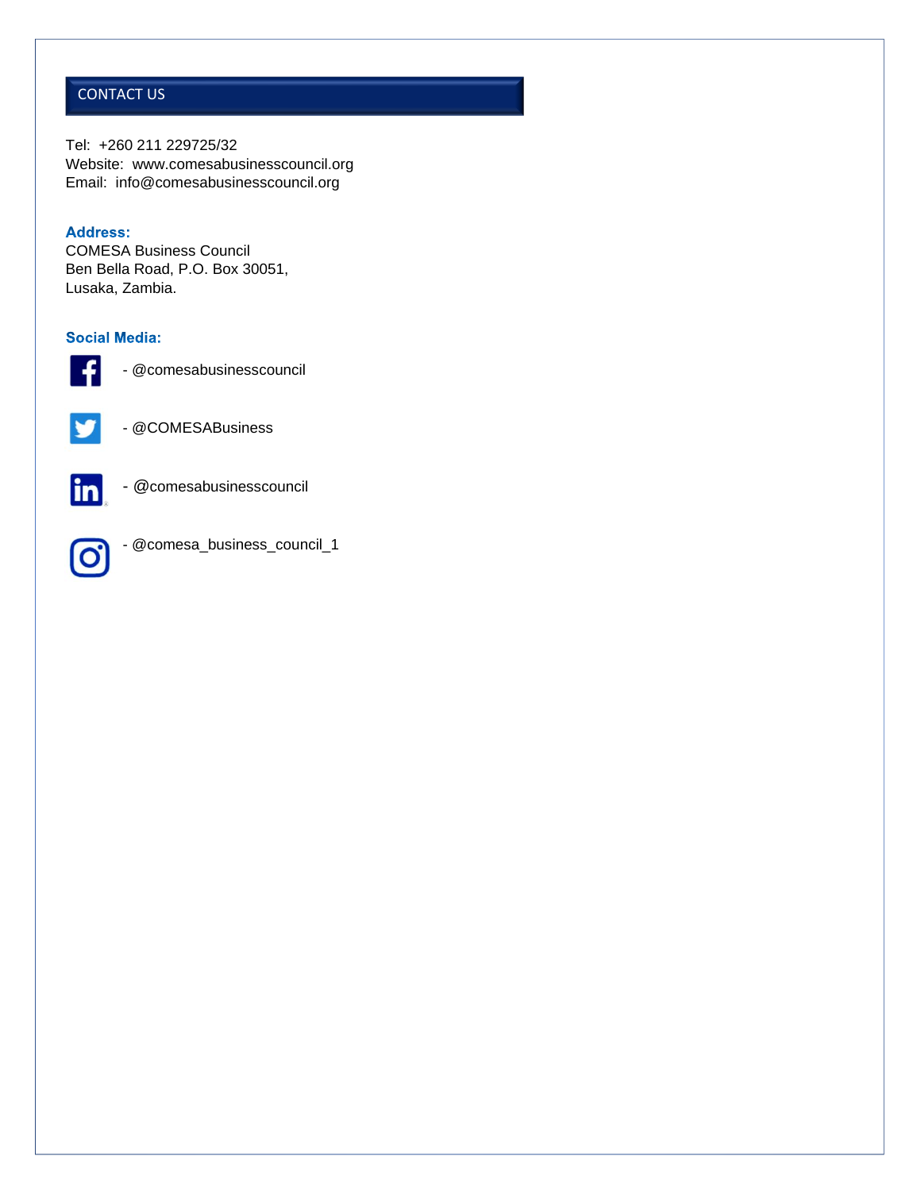## CONTACT US

Tel: +260 211 229725/32
Website: www.comesabusinesscouncil.org
Email: info@comesabusinesscouncil.org

**Address:**
COMESA Business Council
Ben Bella Road, P.O. Box 30051,
Lusaka, Zambia.

**Social Media:**

- @comesabusinesscouncil

- @COMESABusiness

- @comesabusinesscouncil

- @comesa_business_council_1